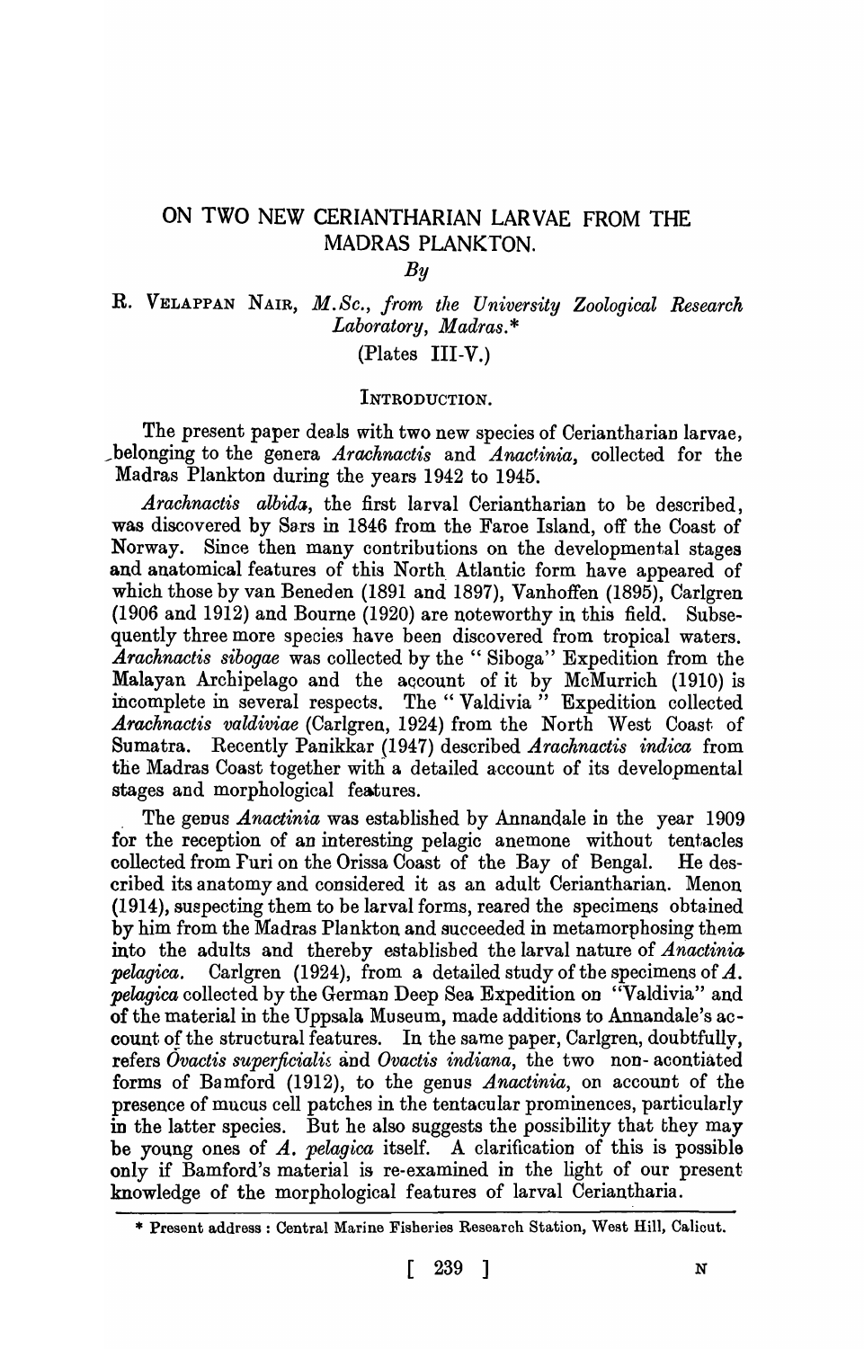# ON TWO NEW CERIANTHARIAN LARVAE FROM THE MADRAS PLANKTON.

*By*

R. VELAPPAN NAIR, *M.Sc., from the University Zoological Research Laboratory, Madras.*\*

(Plates III-V.)

## INTRODUCTION.

The present paper deals with two new species of Ceriantharian larvae, belonging to the genera *Arachnactis* and *Anactinia*, collected for the Madras Plankton during the years 1942 to 1945.

*Arachnactis albida*, the first larval Ceriantharian to be described, was discovered by Sars in 1846 from the Faroe Island, off the Coast of Norway. Since then many contributions on the developmental stages and anatomical features of this North Atlantic form have appeared of which those by van Beneden (1891 and 1897), Vanhoffen (1895), Carlgren (1906 and 1912) and Bourne (1920) are noteworthy in this field. Subsequently three more species have been discovered from tropical waters. *Arachnactis sibogae* was collected by the "Siboga" Expedition from the Malayan Archipelago and the account of it by McMurrich (1910) is incomplete in several respects. The "Valdivia" Expedition collected *Arachnactis valdiviae* (Carlgren, 1924) from the North West Coast of Sumatra. Recently Panikkar (1947) described *Arachnactis indica* from the Madras Coast together with a detailed account of its developmental stages and morphological features.

The genus *Anactinia* was established by Annandale in the year 1909 for the reception of an interesting pelagic anemone without tentacles collected from Puri on the Orissa Coast of the Bay of Bengal. He described its anatomy and considered it as an adult Ceriantharian. Menon (1914), suspecting them to be larval forms, reared the specimens obtained by him from the Madras Plankton and succeeded in metamorphosing them into the adults and thereby established the larval nature of *Anactinia pelagica*. Carlgren (1924), from a detailed study of the specimens of *A. pelagica* collected by the German Deep Sea Expedition on "Valdivia" and of the material in the Uppsala Museum, made additions to Annandale's account of the structural features. In the same paper, Carlgren, doubtfully, refers *Ovactis superficialis* and *Ovactis indiana*, the two non-acontiated forms of Bamford (1912), to the genus *Anactinia*, on account of the presence of mucus cell patches in the tentacular prominences, particularly in the latter species. But he also suggests the possibility that they may be young ones of *A. pelagica* itself. A clarification of this is possible only if Bamford's material is re-examined in the light of our present knowledge of the morphological features of larval Ceriantharia.

---

\* Present address : Central Marine Fisheries Research Station, West Hill, Calicut.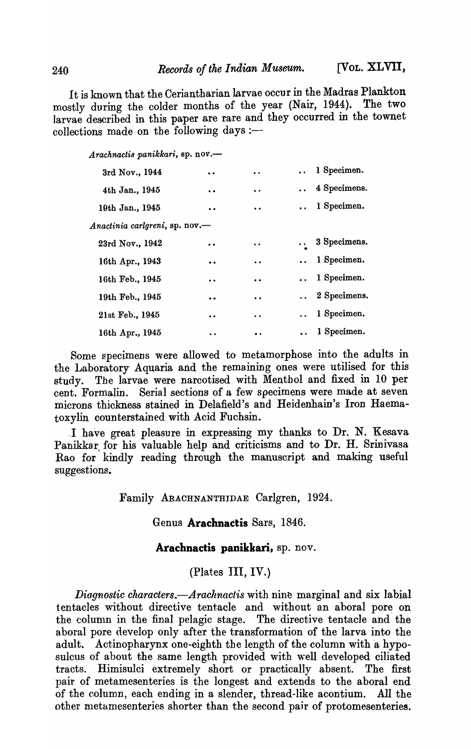It is known that the Ceriantharian larvae occur in the Madras Plankton mostly during the colder months of the year (Nair, 1944). The two larvae described in this paper are rare and they occurred in the townet collections made on the following days :—

*Arachnactis panikkari*, sp. nov.—

| | |
|---|---|
| 3rd Nov., 1944 | 1 Specimen. |
| 4th Jan., 1945 | 4 Specimens. |
| 19th Jan., 1945 | 1 Specimen. |

*Anactinia carlgreni*, sp. nov.—

| | |
|---|---|
| 23rd Nov., 1942 | 3 Specimens. |
| 16th Apr., 1943 | 1 Specimen. |
| 16th Feb., 1945 | 1 Specimen. |
| 19th Feb., 1945 | 2 Specimens. |
| 21st Feb., 1945 | 1 Specimen. |
| 16th Apr., 1945 | 1 Specimen. |

Some specimens were allowed to metamorphose into the adults in the Laboratory Aquaria and the remaining ones were utilised for this study. The larvae were narcotised with Menthol and fixed in 10 per cent. Formalin. Serial sections of a few specimens were made at seven microns thickness stained in Delafield's and Heidenhain's Iron Haematoxylin counterstained with Acid Fuchsin.

I have great pleasure in expressing my thanks to Dr. N. Kesava Panikkar for his valuable help and criticisms and to Dr. H. Srinivasa Rao for kindly reading through the manuscript and making useful suggestions.

## Family ARACHNANTHIDAE Carlgren, 1924.

### Genus **Arachnactis** Sars, 1846.

### **Arachnactis panikkari**, sp. nov.

(Plates III, IV.)

*Diagnostic characters.—Arachnactis* with nine marginal and six labial tentacles without directive tentacle and without an aboral pore on the column in the final pelagic stage. The directive tentacle and the aboral pore develop only after the transformation of the larva into the adult. Actinopharynx one-eighth the length of the column with a hyposulcus of about the same length provided with well developed ciliated tracts. Himisulci extremely short or practically absent. The first pair of metamesenteries is the longest and extends to the aboral end of the column, each ending in a slender, thread-like acontium. All the other metamesenteries shorter than the second pair of protomesenteries.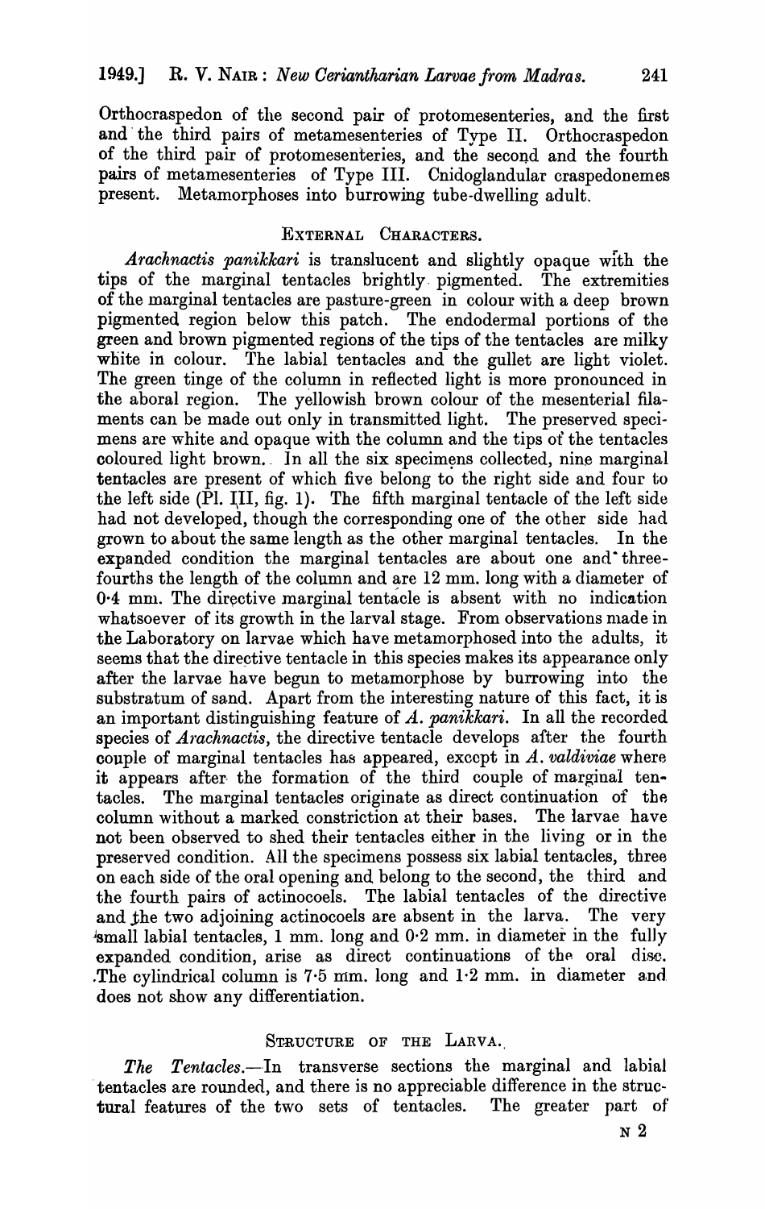Orthocraspedon of the second pair of protomesenteries, and the first and the third pairs of metamesenteries of Type II. Orthocraspedon of the third pair of protomesenteries, and the second and the fourth pairs of metamesenteries of Type III. Cnidoglandular craspedonemes present. Metamorphoses into burrowing tube-dwelling adult.

## EXTERNAL CHARACTERS.

*Arachnactis panikkari* is translucent and slightly opaque with the tips of the marginal tentacles brightly pigmented. The extremities of the marginal tentacles are pasture-green in colour with a deep brown pigmented region below this patch. The endodermal portions of the green and brown pigmented regions of the tips of the tentacles are milky white in colour. The labial tentacles and the gullet are light violet. The green tinge of the column in reflected light is more pronounced in the aboral region. The yellowish brown colour of the mesenterial filaments can be made out only in transmitted light. The preserved specimens are white and opaque with the column and the tips of the tentacles coloured light brown. In all the six specimens collected, nine marginal tentacles are present of which five belong to the right side and four to the left side (Pl. III, fig. 1). The fifth marginal tentacle of the left side had not developed, though the corresponding one of the other side had grown to about the same length as the other marginal tentacles. In the expanded condition the marginal tentacles are about one and three-fourths the length of the column and are 12 mm. long with a diameter of 0·4 mm. The directive marginal tentacle is absent with no indication whatsoever of its growth in the larval stage. From observations made in the Laboratory on larvae which have metamorphosed into the adults, it seems that the directive tentacle in this species makes its appearance only after the larvae have begun to metamorphose by burrowing into the substratum of sand. Apart from the interesting nature of this fact, it is an important distinguishing feature of *A. panikkari*. In all the recorded species of *Arachnactis*, the directive tentacle develops after the fourth couple of marginal tentacles has appeared, except in *A. valdiviae* where it appears after the formation of the third couple of marginal tentacles. The marginal tentacles originate as direct continuation of the column without a marked constriction at their bases. The larvae have not been observed to shed their tentacles either in the living or in the preserved condition. All the specimens possess six labial tentacles, three on each side of the oral opening and belong to the second, the third and the fourth pairs of actinocoels. The labial tentacles of the directive and the two adjoining actinocoels are absent in the larva. The very small labial tentacles, 1 mm. long and 0·2 mm. in diameter in the fully expanded condition, arise as direct continuations of the oral disc. The cylindrical column is 7·5 mm. long and 1·2 mm. in diameter and does not show any differentiation.

## STRUCTURE OF THE LARVA.

*The Tentacles.*—In transverse sections the marginal and labial tentacles are rounded, and there is no appreciable difference in the structural features of the two sets of tentacles. The greater part of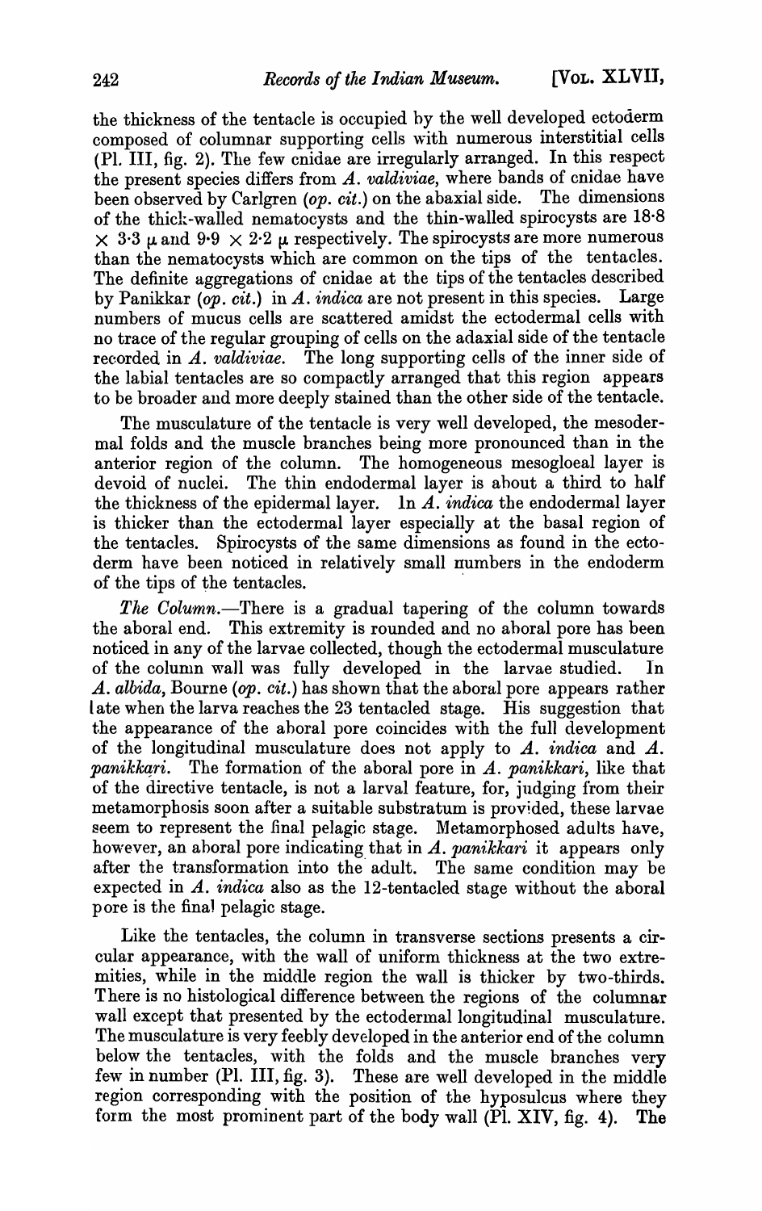the thickness of the tentacle is occupied by the well developed ectoderm composed of columnar supporting cells with numerous interstitial cells (Pl. III, fig. 2). The few cnidae are irregularly arranged. In this respect the present species differs from *A. valdiviae*, where bands of cnidae have been observed by Carlgren (*op. cit.*) on the abaxial side. The dimensions of the thick-walled nematocysts and the thin-walled spirocysts are $18 \cdot 8 \times 3 \cdot 3$ μ and $9 \cdot 9 \times 2 \cdot 2$ μ respectively. The spirocysts are more numerous than the nematocysts which are common on the tips of the tentacles. The definite aggregations of cnidae at the tips of the tentacles described by Panikkar (*op. cit.*) in *A. indica* are not present in this species. Large numbers of mucus cells are scattered amidst the ectodermal cells with no trace of the regular grouping of cells on the adaxial side of the tentacle recorded in *A. valdiviae*. The long supporting cells of the inner side of the labial tentacles are so compactly arranged that this region appears to be broader and more deeply stained than the other side of the tentacle.

The musculature of the tentacle is very well developed, the mesodermal folds and the muscle branches being more pronounced than in the anterior region of the column. The homogeneous mesogloeal layer is devoid of nuclei. The thin endodermal layer is about a third to half the thickness of the epidermal layer. In *A. indica* the endodermal layer is thicker than the ectodermal layer especially at the basal region of the tentacles. Spirocysts of the same dimensions as found in the ectoderm have been noticed in relatively small numbers in the endoderm of the tips of the tentacles.

*The Column.*—There is a gradual tapering of the column towards the aboral end. This extremity is rounded and no aboral pore has been noticed in any of the larvae collected, though the ectodermal musculature of the column wall was fully developed in the larvae studied. In *A. albida*, Bourne (*op. cit.*) has shown that the aboral pore appears rather late when the larva reaches the 23 tentacled stage. His suggestion that the appearance of the aboral pore coincides with the full development of the longitudinal musculature does not apply to *A. indica* and *A. panikkari*. The formation of the aboral pore in *A. panikkari*, like that of the directive tentacle, is not a larval feature, for, judging from their metamorphosis soon after a suitable substratum is provided, these larvae seem to represent the final pelagic stage. Metamorphosed adults have, however, an aboral pore indicating that in *A. panikkari* it appears only after the transformation into the adult. The same condition may be expected in *A. indica* also as the 12-tentacled stage without the aboral pore is the final pelagic stage.

Like the tentacles, the column in transverse sections presents a circular appearance, with the wall of uniform thickness at the two extremities, while in the middle region the wall is thicker by two-thirds. There is no histological difference between the regions of the columnar wall except that presented by the ectodermal longitudinal musculature. The musculature is very feebly developed in the anterior end of the column below the tentacles, with the folds and the muscle branches very few in number (Pl. III, fig. 3). These are well developed in the middle region corresponding with the position of the hyposulcus where they form the most prominent part of the body wall (Pl. XIV, fig. 4). The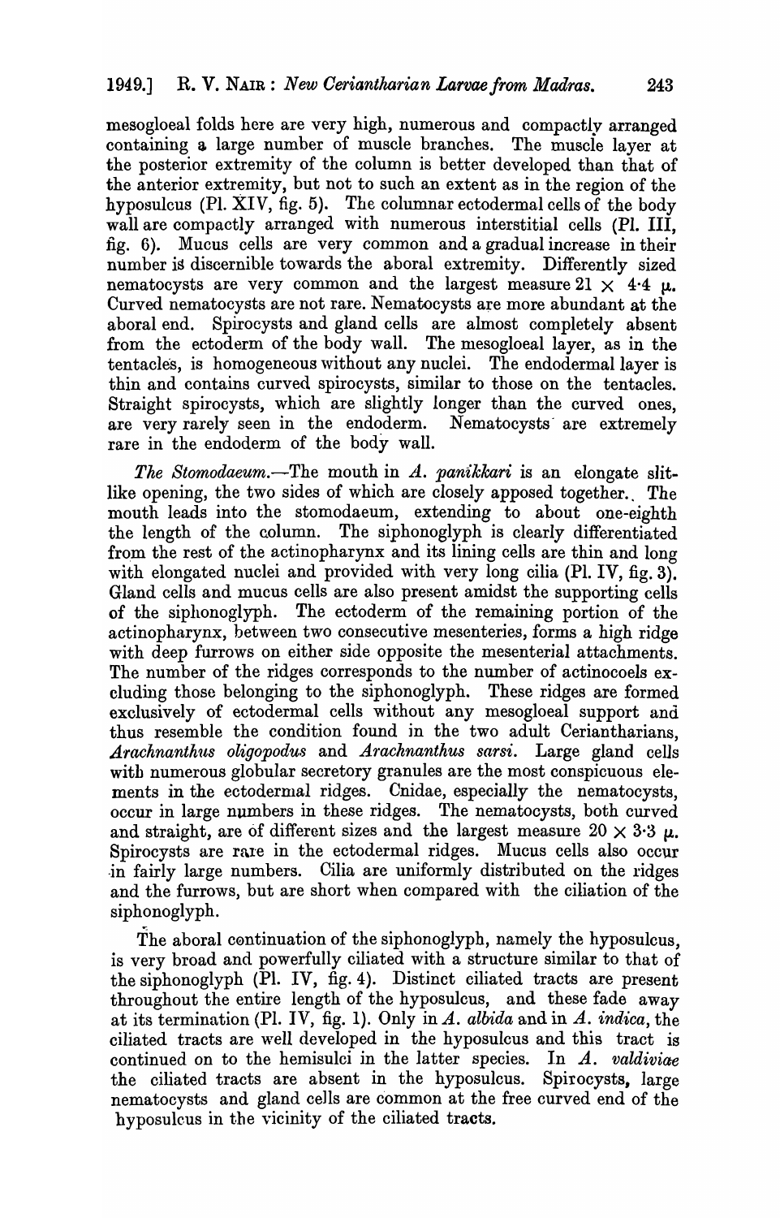mesogloeal folds here are very high, numerous and compactly arranged containing a large number of muscle branches. The muscle layer at the posterior extremity of the column is better developed than that of the anterior extremity, but not to such an extent as in the region of the hyposulcus (Pl. XIV, fig. 5). The columnar ectodermal cells of the body wall are compactly arranged with numerous interstitial cells (Pl. III, fig. 6). Mucus cells are very common and a gradual increase in their number is discernible towards the aboral extremity. Differently sized nematocysts are very common and the largest measure $21 \times 4{\cdot}4\ \mu$. Curved nematocysts are not rare. Nematocysts are more abundant at the aboral end. Spirocysts and gland cells are almost completely absent from the ectoderm of the body wall. The mesogloeal layer, as in the tentacles, is homogeneous without any nuclei. The endodermal layer is thin and contains curved spirocysts, similar to those on the tentacles. Straight spirocysts, which are slightly longer than the curved ones, are very rarely seen in the endoderm. Nematocysts are extremely rare in the endoderm of the body wall.

*The Stomodaeum.*—The mouth in *A. panikkari* is an elongate slit-like opening, the two sides of which are closely apposed together. The mouth leads into the stomodaeum, extending to about one-eighth the length of the column. The siphonoglyph is clearly differentiated from the rest of the actinopharynx and its lining cells are thin and long with elongated nuclei and provided with very long cilia (Pl. IV, fig. 3). Gland cells and mucus cells are also present amidst the supporting cells of the siphonoglyph. The ectoderm of the remaining portion of the actinopharynx, between two consecutive mesenteries, forms a high ridge with deep furrows on either side opposite the mesenterial attachments. The number of the ridges corresponds to the number of actinocoels excluding those belonging to the siphonoglyph. These ridges are formed exclusively of ectodermal cells without any mesogloeal support and thus resemble the condition found in the two adult Cerianthariaus, *Arachnanthus oligopodus* and *Arachnanthus sarsi*. Large gland cells with numerous globular secretory granules are the most conspicuous elements in the ectodermal ridges. Cnidae, especially the nematocysts, occur in large numbers in these ridges. The nematocysts, both curved and straight, are of different sizes and the largest measure $20 \times 3{\cdot}3\ \mu$. Spirocysts are rare in the ectodermal ridges. Mucus cells also occur in fairly large numbers. Cilia are uniformly distributed on the ridges and the furrows, but are short when compared with the ciliation of the siphonoglyph.

The aboral continuation of the siphonoglyph, namely the hyposulcus, is very broad and powerfully ciliated with a structure similar to that of the siphonoglyph (Pl. IV, fig. 4). Distinct ciliated tracts are present throughout the entire length of the hyposulcus, and these fade away at its termination (Pl. IV, fig. 1). Only in *A. albida* and in *A. indica*, the ciliated tracts are well developed in the hyposulcus and this tract is continued on to the hemisulci in the latter species. In *A. valdiviae* the ciliated tracts are absent in the hyposulcus. Spirocysts, large nematocysts and gland cells are common at the free curved end of the hyposulcus in the vicinity of the ciliated tracts.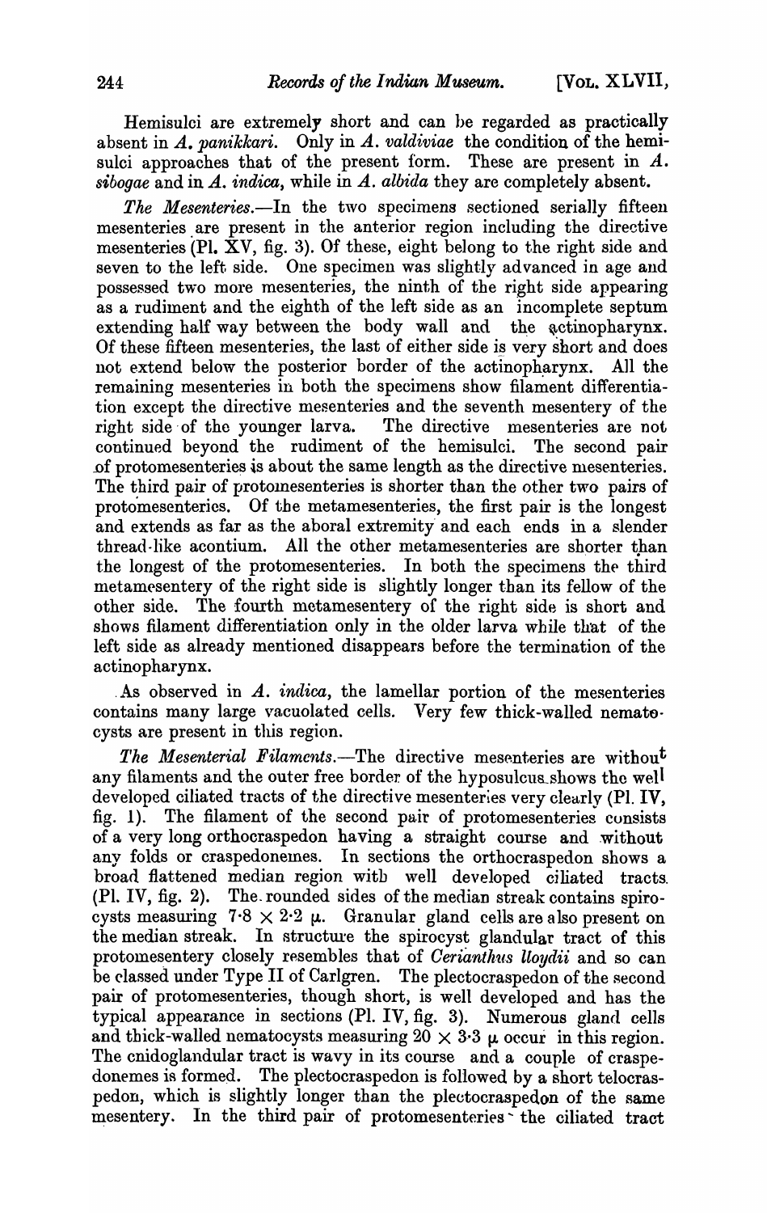Hemisulci are extremely short and can be regarded as practically absent in *A. panikkari*. Only in *A. valdiviae* the condition of the hemisulci approaches that of the present form. These are present in *A. sibogae* and in *A. indica*, while in *A. albida* they are completely absent.

*The Mesenteries*.—In the two specimens sectioned serially fifteen mesenteries are present in the anterior region including the directive mesenteries (Pl. XV, fig. 3). Of these, eight belong to the right side and seven to the left side. One specimen was slightly advanced in age and possessed two more mesenteries, the ninth of the right side appearing as a rudiment and the eighth of the left side as an incomplete septum extending half way between the body wall and the actinopharynx. Of these fifteen mesenteries, the last of either side is very short and does not extend below the posterior border of the actinopharynx. All the remaining mesenteries in both the specimens show filament differentiation except the directive mesenteries and the seventh mesentery of the right side of the younger larva. The directive mesenteries are not continued beyond the rudiment of the hemisulci. The second pair of protomesenteries is about the same length as the directive mesenteries. The third pair of protomesenteries is shorter than the other two pairs of protomesenteries. Of the metamesenteries, the first pair is the longest and extends as far as the aboral extremity and each ends in a slender thread-like acontium. All the other metamesenteries are shorter than the longest of the protomesenteries. In both the specimens the third metamesentery of the right side is slightly longer than its fellow of the other side. The fourth metamesentery of the right side is short and shows filament differentiation only in the older larva while that of the left side as already mentioned disappears before the termination of the actinopharynx.

As observed in *A. indica*, the lamellar portion of the mesenteries contains many large vacuolated cells. Very few thick-walled nematocysts are present in this region.

*The Mesenterial Filaments*.—The directive mesenteries are without any filaments and the outer free border of the hyposulcus shows the well developed ciliated tracts of the directive mesenteries very clearly (Pl. IV, fig. 1). The filament of the second pair of protomesenteries consists of a very long orthocraspedon having a straight course and without any folds or craspedonemes. In sections the orthocraspedon shows a broad flattened median region with well developed ciliated tracts (Pl. IV, fig. 2). The rounded sides of the median streak contains spirocysts measuring $7{\cdot}8 \times 2{\cdot}2\ \mu$. Granular gland cells are also present on the median streak. In structure the spirocyst glandular tract of this protomesentery closely resembles that of *Cerianthus lloydii* and so can be classed under Type II of Carlgren. The plectocraspedon of the second pair of protomesenteries, though short, is well developed and has the typical appearance in sections (Pl. IV, fig. 3). Numerous gland cells and thick-walled nematocysts measuring $20 \times 3{\cdot}3\ \mu$ occur in this region. The cnidoglandular tract is wavy in its course and a couple of craspedonemes is formed. The plectocraspedon is followed by a short telocraspedon, which is slightly longer than the plectocraspedon of the same mesentery. In the third pair of protomesenteries the ciliated tract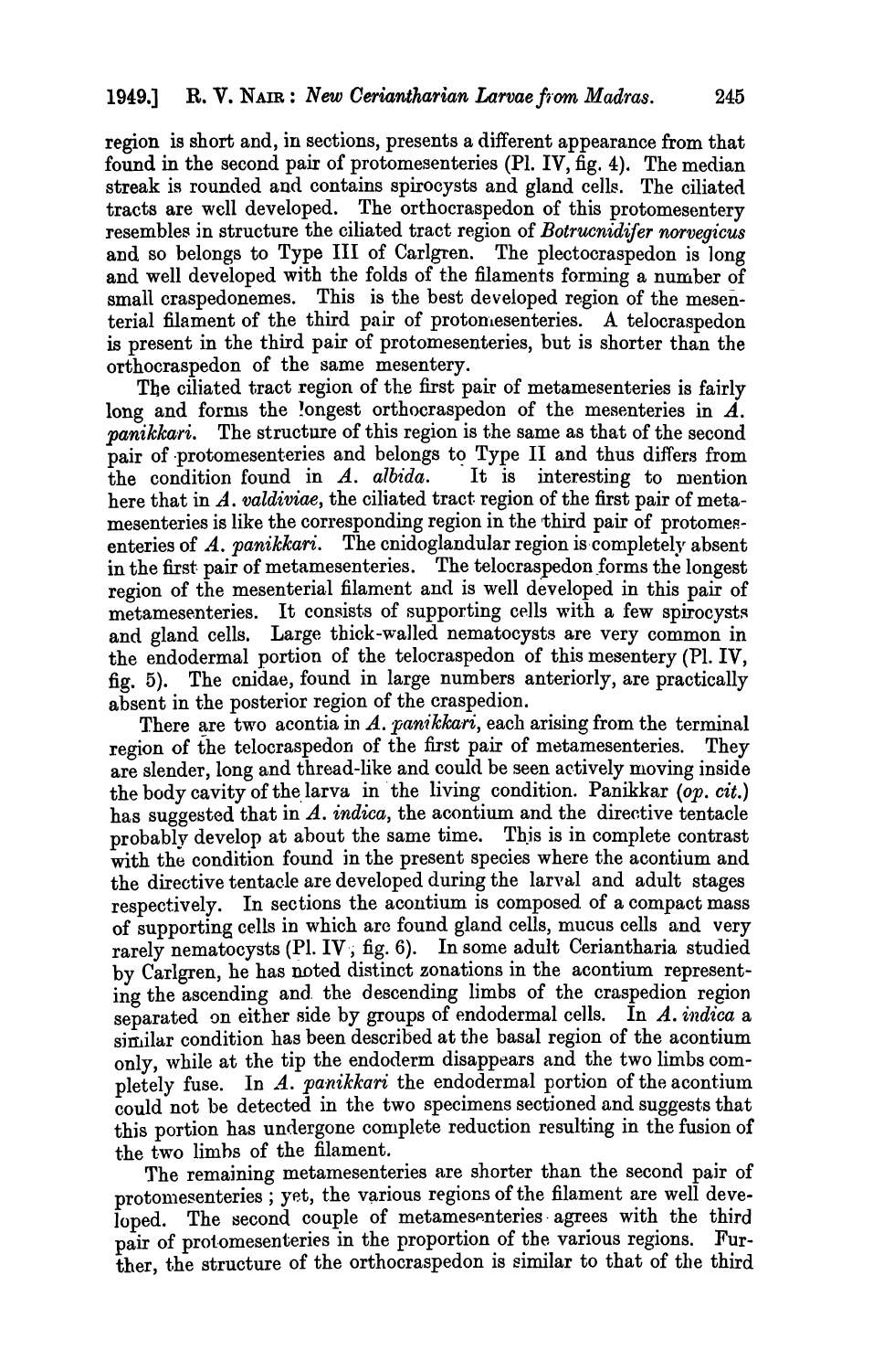region is short and, in sections, presents a different appearance from that found in the second pair of protomesenteries (Pl. IV, fig. 4). The median streak is rounded and contains spirocysts and gland cells. The ciliated tracts are well developed. The orthocraspedon of this protomesentery resembles in structure the ciliated tract region of *Botrucnidifer norvegicus* and so belongs to Type III of Carlgren. The plectocraspedon is long and well developed with the folds of the filaments forming a number of small craspedonemes. This is the best developed region of the mesenterial filament of the third pair of protomesenteries. A telocraspedon is present in the third pair of protomesenteries, but is shorter than the orthocraspedon of the same mesentery.

The ciliated tract region of the first pair of metamesenteries is fairly long and forms the longest orthocraspedon of the mesenteries in *A. panikkari*. The structure of this region is the same as that of the second pair of protomesenteries and belongs to Type II and thus differs from the condition found in *A. albida*. It is interesting to mention here that in *A. valdiviae*, the ciliated tract region of the first pair of metamesenteries is like the corresponding region in the third pair of protomesenteries of *A. panikkari*. The cnidoglandular region is completely absent in the first pair of metamesenteries. The telocraspedon forms the longest region of the mesenterial filament and is well developed in this pair of metamesenteries. It consists of supporting cells with a few spirocysts and gland cells. Large thick-walled nematocysts are very common in the endodermal portion of the telocraspedon of this mesentery (Pl. IV, fig. 5). The cnidae, found in large numbers anteriorly, are practically absent in the posterior region of the craspedion.

There are two acontia in *A. panikkari*, each arising from the terminal region of the telocraspedon of the first pair of metamesenteries. They are slender, long and thread-like and could be seen actively moving inside the body cavity of the larva in the living condition. Panikkar (*op. cit.*) has suggested that in *A. indica*, the acontium and the directive tentacle probably develop at about the same time. This is in complete contrast with the condition found in the present species where the acontium and the directive tentacle are developed during the larval and adult stages respectively. In sections the acontium is composed of a compact mass of supporting cells in which are found gland cells, mucus cells and very rarely nematocysts (Pl. IV, fig. 6). In some adult Ceriantharia studied by Carlgren, he has noted distinct zonations in the acontium representing the ascending and the descending limbs of the craspedion region separated on either side by groups of endodermal cells. In *A. indica* a similar condition has been described at the basal region of the acontium only, while at the tip the endoderm disappears and the two limbs completely fuse. In *A. panikkari* the endodermal portion of the acontium could not be detected in the two specimens sectioned and suggests that this portion has undergone complete reduction resulting in the fusion of the two limbs of the filament.

The remaining metamesenteries are shorter than the second pair of protomesenteries; yet, the various regions of the filament are well developed. The second couple of metamesenteries agrees with the third pair of protomesenteries in the proportion of the various regions. Further, the structure of the orthocraspedon is similar to that of the third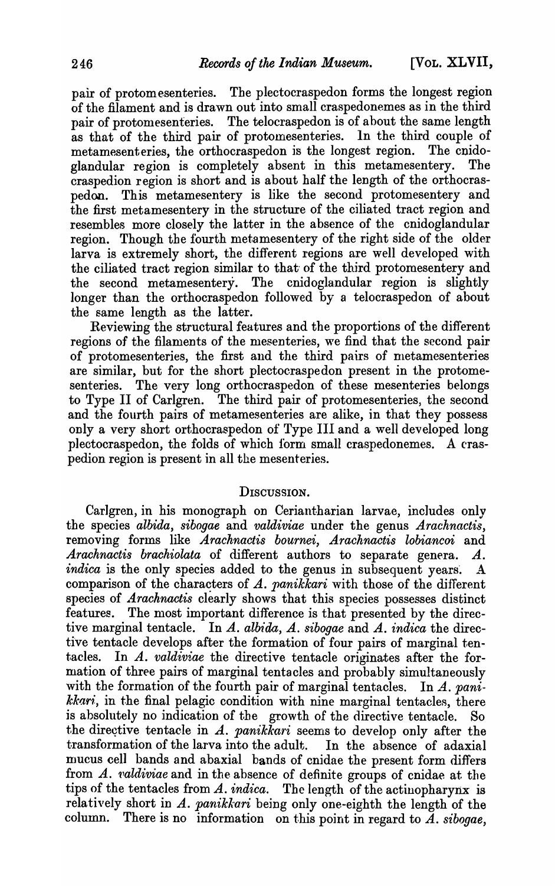pair of protomesenteries. The plectocraspedon forms the longest region of the filament and is drawn out into small craspedonemes as in the third pair of protomesenteries. The telocraspedon is of about the same length as that of the third pair of protomesenteries. In the third couple of metamesenteries, the orthocraspedon is the longest region. The cnidoglandular region is completely absent in this metamesentery. The craspedion region is short and is about half the length of the orthocraspedon. This metamesentery is like the second protomesentery and the first metamesentery in the structure of the ciliated tract region and resembles more closely the latter in the absence of the cnidoglandular region. Though the fourth metamesentery of the right side of the older larva is extremely short, the different regions are well developed with the ciliated tract region similar to that of the third protomesentery and the second metamesentery. The cnidoglandular region is slightly longer than the orthocraspedon followed by a telocraspedon of about the same length as the latter.

Reviewing the structural features and the proportions of the different regions of the filaments of the mesenteries, we find that the second pair of protomesenteries, the first and the third pairs of metamesenteries are similar, but for the short plectocraspedon present in the protomesenteries. The very long orthocraspedon of these mesenteries belongs to Type II of Carlgren. The third pair of protomesenteries, the second and the fourth pairs of metamesenteries are alike, in that they possess only a very short orthocraspedon of Type III and a well developed long plectocraspedon, the folds of which form small craspedonemes. A craspedion region is present in all the mesenteries.

## Discussion.

Carlgren, in his monograph on Ceriantharian larvae, includes only the species *albida*, *sibogae* and *valdiviae* under the genus *Arachnactis*, removing forms like *Arachnactis bournei*, *Arachnactis lobiancoi* and *Arachnactis brachiolata* of different authors to separate genera. *A. indica* is the only species added to the genus in subsequent years. A comparison of the characters of *A. panikkari* with those of the different species of *Arachnactis* clearly shows that this species possesses distinct features. The most important difference is that presented by the directive marginal tentacle. In *A. albida*, *A. sibogae* and *A. indica* the directive tentacle develops after the formation of four pairs of marginal tentacles. In *A. valdiviae* the directive tentacle originates after the formation of three pairs of marginal tentacles and probably simultaneously with the formation of the fourth pair of marginal tentacles. In *A. panikkari*, in the final pelagic condition with nine marginal tentacles, there is absolutely no indication of the growth of the directive tentacle. So the directive tentacle in *A. panikkari* seems to develop only after the transformation of the larva into the adult. In the absence of adaxial mucus cell bands and abaxial bands of cnidae the present form differs from *A. valdiviae* and in the absence of definite groups of cnidae at the tips of the tentacles from *A. indica*. The length of the actinopharynx is relatively short in *A. panikkari* being only one-eighth the length of the column. There is no information on this point in regard to *A. sibogae*,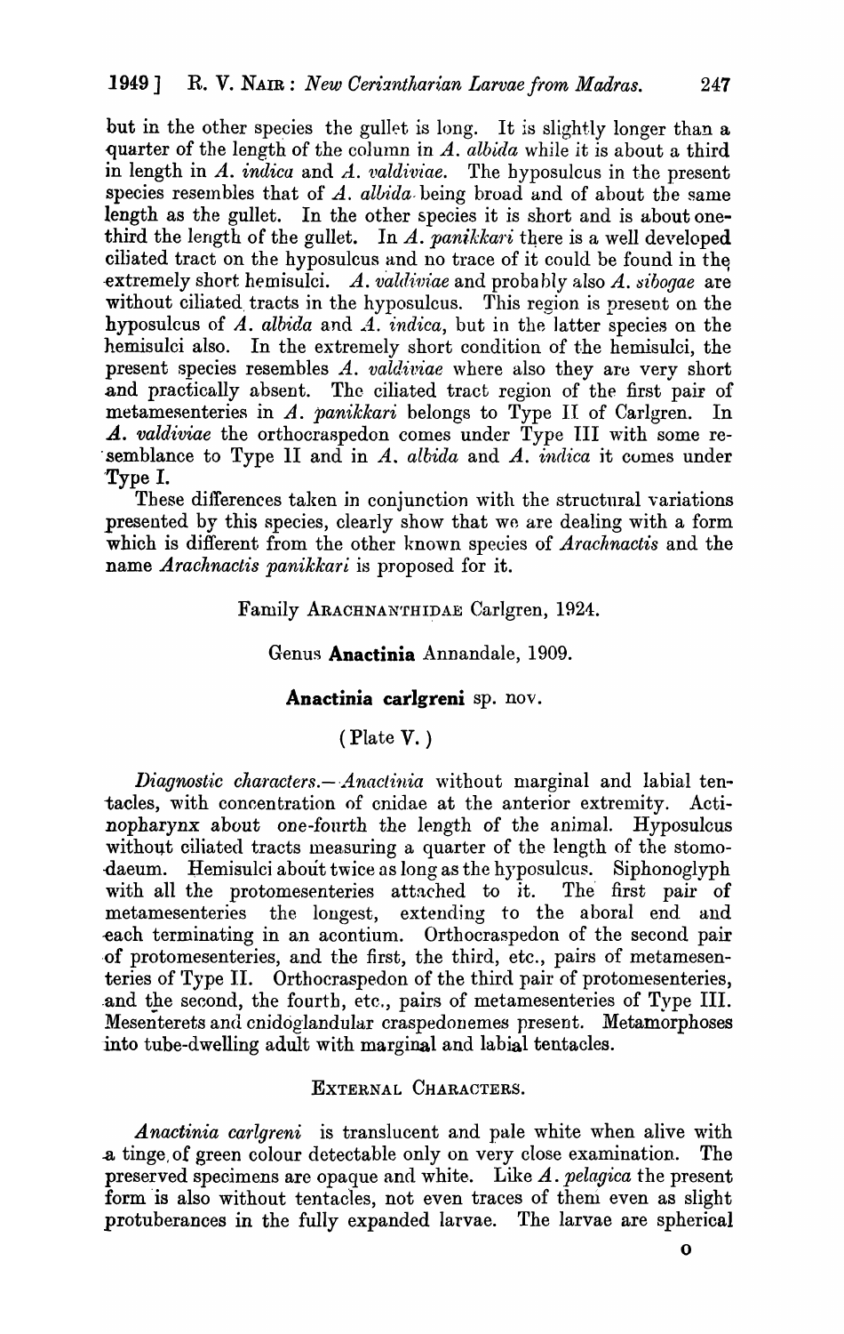but in the other species the gullet is long. It is slightly longer than a quarter of the length of the column in *A. albida* while it is about a third in length in *A. indica* and *A. valdiviae*. The hyposulcus in the present species resembles that of *A. albida* being broad and of about the same length as the gullet. In the other species it is short and is about one-third the length of the gullet. In *A. panikkari* there is a well developed ciliated tract on the hyposulcus and no trace of it could be found in the extremely short hemisulci. *A. valdiviae* and probably also *A. sibogae* are without ciliated tracts in the hyposulcus. This region is present on the hyposulcus of *A. albida* and *A. indica*, but in the latter species on the hemisulci also. In the extremely short condition of the hemisulci, the present species resembles *A. valdiviae* where also they are very short and practically absent. The ciliated tract region of the first pair of metamesenteries in *A. panikkari* belongs to Type II of Carlgren. In *A. valdiviae* the orthocraspedon comes under Type III with some resemblance to Type II and in *A. albida* and *A. indica* it comes under Type I.

These differences taken in conjunction with the structural variations presented by this species, clearly show that we are dealing with a form which is different from the other known species of *Arachnactis* and the name *Arachnactis panikkari* is proposed for it.

Family ARACHNANTHIDAE Carlgren, 1924.

Genus **Anactinia** Annandale, 1909.

## Anactinia carlgreni sp. nov.

(Plate V.)

*Diagnostic characters.*—*Anactinia* without marginal and labial tentacles, with concentration of cnidae at the anterior extremity. Actinopharynx about one-fourth the length of the animal. Hyposulcus without ciliated tracts measuring a quarter of the length of the stomodaeum. Hemisulci about twice as long as the hyposulcus. Siphonoglyph with all the protomesenteries attached to it. The first pair of metamesenteries the longest, extending to the aboral end and each terminating in an acontium. Orthocraspedon of the second pair of protomesenteries, and the first, the third, etc., pairs of metamesenteries of Type II. Orthocraspedon of the third pair of protomesenteries, and the second, the fourth, etc., pairs of metamesenteries of Type III. Mesenterets and cnidoglandular craspedonemes present. Metamorphoses into tube-dwelling adult with marginal and labial tentacles.

### EXTERNAL CHARACTERS.

*Anactinia carlgreni* is translucent and pale white when alive with a tinge of green colour detectable only on very close examination. The preserved specimens are opaque and white. Like *A. pelagica* the present form is also without tentacles, not even traces of them even as slight protuberances in the fully expanded larvae. The larvae are spherical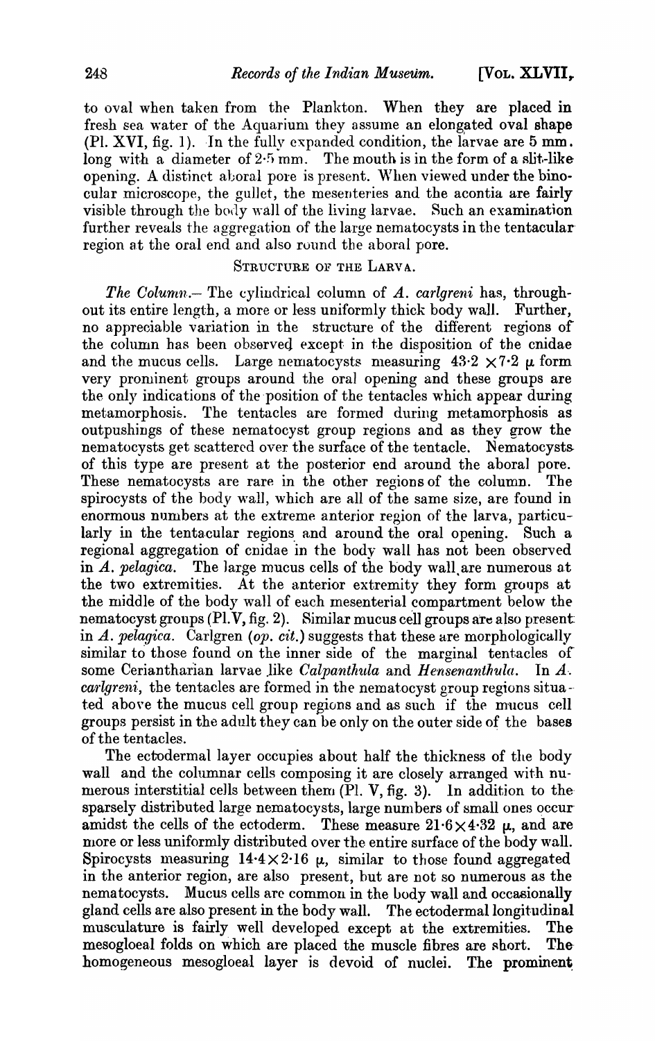to oval when taken from the Plankton. When they are placed in fresh sea water of the Aquarium they assume an elongated oval shape (Pl. XVI, fig. 1). In the fully expanded condition, the larvae are 5 mm. long with a diameter of 2·5 mm. The mouth is in the form of a slit-like opening. A distinct aboral pore is present. When viewed under the binocular microscope, the gullet, the mesenteries and the acontia are fairly visible through the body wall of the living larvae. Such an examination further reveals the aggregation of the large nematocysts in the tentacular region at the oral end and also round the aboral pore.

## STRUCTURE OF THE LARVA.

*The Column.*— The cylindrical column of *A. carlgreni* has, throughout its entire length, a more or less uniformly thick body wall. Further, no appreciable variation in the structure of the different regions of the column has been observed except in the disposition of the cnidae and the mucus cells. Large nematocysts measuring $43{\cdot}2 \times 7{\cdot}2\ \mu$ form very prominent groups around the oral opening and these groups are the only indications of the position of the tentacles which appear during metamorphosis. The tentacles are formed during metamorphosis as outpushings of these nematocyst group regions and as they grow the nematocysts get scattered over the surface of the tentacle. Nematocysts of this type are present at the posterior end around the aboral pore. These nematocysts are rare in the other regions of the column. The spirocysts of the body wall, which are all of the same size, are found in enormous numbers at the extreme anterior region of the larva, particularly in the tentacular regions and around the oral opening. Such a regional aggregation of cnidae in the body wall has not been observed in *A. pelagica*. The large mucus cells of the body wall are numerous at the two extremities. At the anterior extremity they form groups at the middle of the body wall of each mesenterial compartment below the nematocyst groups (Pl. V, fig. 2). Similar mucus cell groups are also present in *A. pelagica*. Carlgren (*op. cit.*) suggests that these are morphologically similar to those found on the inner side of the marginal tentacles of some Ceriantharian larvae like *Calpanthula* and *Hensenanthula*. In *A. carlgreni*, the tentacles are formed in the nematocyst group regions situated above the mucus cell group regions and as such if the mucus cell groups persist in the adult they can be only on the outer side of the bases of the tentacles.

The ectodermal layer occupies about half the thickness of the body wall and the columnar cells composing it are closely arranged with numerous interstitial cells between them (Pl. V, fig. 3). In addition to the sparsely distributed large nematocysts, large numbers of small ones occur amidst the cells of the ectoderm. These measure $21{\cdot}6 \times 4{\cdot}32\ \mu$, and are more or less uniformly distributed over the entire surface of the body wall. Spirocysts measuring $14{\cdot}4 \times 2{\cdot}16\ \mu$, similar to those found aggregated in the anterior region, are also present, but are not so numerous as the nematocysts. Mucus cells are common in the body wall and occasionally gland cells are also present in the body wall. The ectodermal longitudinal musculature is fairly well developed except at the extremities. The mesogloeal folds on which are placed the muscle fibres are short. The homogeneous mesogloeal layer is devoid of nuclei. The prominent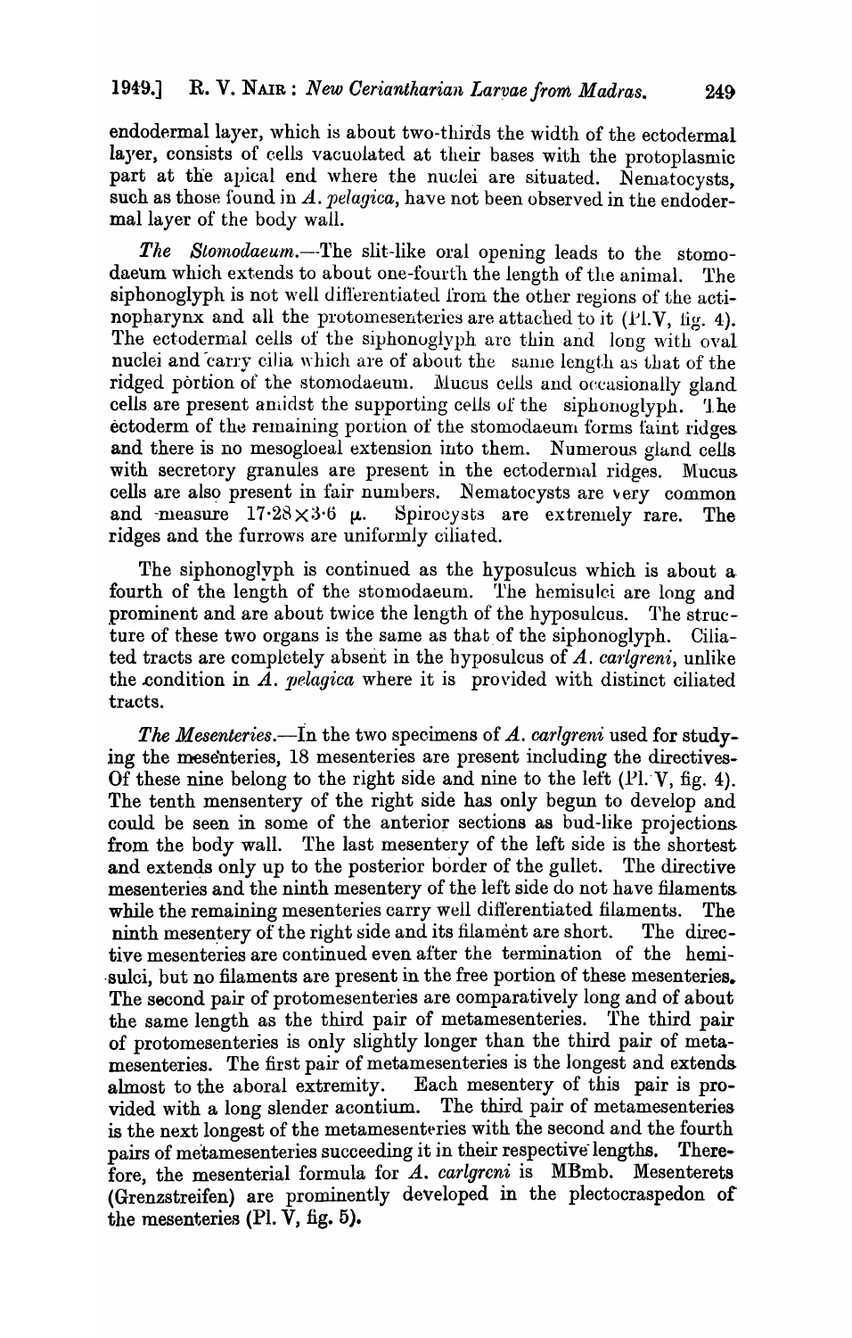endodermal layer, which is about two-thirds the width of the ectodermal layer, consists of cells vacuolated at their bases with the protoplasmic part at the apical end where the nuclei are situated. Nematocysts, such as those found in *A. pelagica*, have not been observed in the endodermal layer of the body wall.

*The Stomodaeum.*—The slit-like oral opening leads to the stomodaeum which extends to about one-fourth the length of the animal. The siphonoglyph is not well differentiated from the other regions of the actinopharynx and all the protomesenteries are attached to it (Pl. V, fig. 4). The ectodermal cells of the siphonoglyph are thin and long with oval nuclei and carry cilia which are of about the same length as that of the ridged portion of the stomodaeum. Mucus cells and occasionally gland cells are present amidst the supporting cells of the siphonoglyph. The ectoderm of the remaining portion of the stomodaeum forms faint ridges and there is no mesogloeal extension into them. Numerous gland cells with secretory granules are present in the ectodermal ridges. Mucus cells are also present in fair numbers. Nematocysts are very common and measure $17 \cdot 28 \times 3 \cdot 6$ μ. Spirocysts are extremely rare. The ridges and the furrows are uniformly ciliated.

The siphonoglyph is continued as the hyposulcus which is about a fourth of the length of the stomodaeum. The hemisulci are long and prominent and are about twice the length of the hyposulcus. The structure of these two organs is the same as that of the siphonoglyph. Ciliated tracts are completely absent in the hyposulcus of *A. carlgreni*, unlike the condition in *A. pelagica* where it is provided with distinct ciliated tracts.

*The Mesenteries.*—In the two specimens of *A. carlgreni* used for studying the mesenteries, 18 mesenteries are present including the directives. Of these nine belong to the right side and nine to the left (Pl. V, fig. 4). The tenth mensentery of the right side has only begun to develop and could be seen in some of the anterior sections as bud-like projections from the body wall. The last mesentery of the left side is the shortest and extends only up to the posterior border of the gullet. The directive mesenteries and the ninth mesentery of the left side do not have filaments while the remaining mesenteries carry well differentiated filaments. The ninth mesentery of the right side and its filament are short. The directive mesenteries are continued even after the termination of the hemisulci, but no filaments are present in the free portion of these mesenteries. The second pair of protomesenteries are comparatively long and of about the same length as the third pair of metamesenteries. The third pair of protomesenteries is only slightly longer than the third pair of metamesenteries. The first pair of metamesenteries is the longest and extends almost to the aboral extremity. Each mesentery of this pair is provided with a long slender acontium. The third pair of metamesenteries is the next longest of the metamesenteries with the second and the fourth pairs of metamesenteries succeeding it in their respective lengths. Therefore, the mesenterial formula for *A. carlgreni* is MBmb. Mesenterets (Grenzstreifen) are prominently developed in the plectocraspedon of the mesenteries (Pl. V, fig. 5).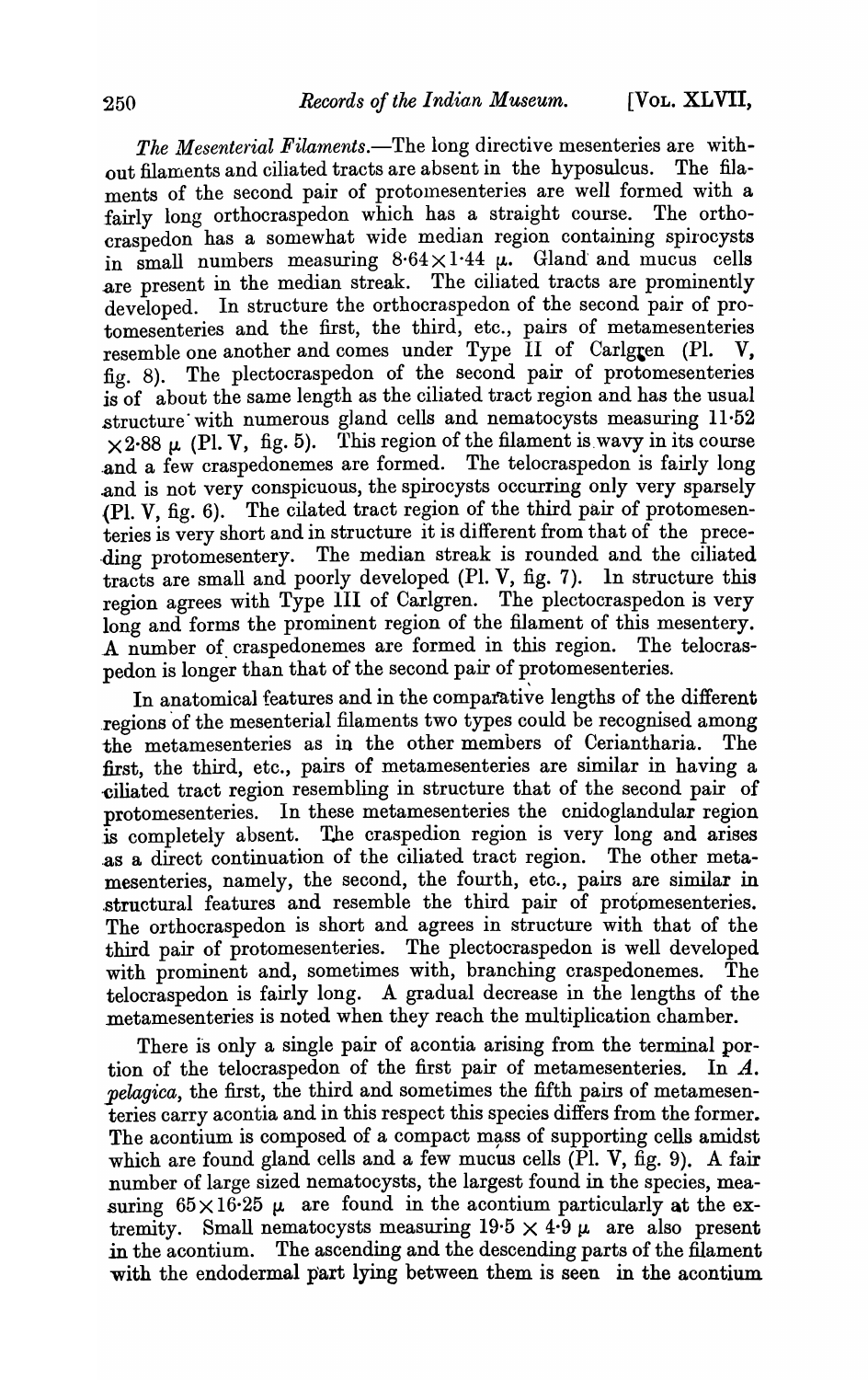*The Mesenterial Filaments.*—The long directive mesenteries are without filaments and ciliated tracts are absent in the hyposulcus. The filaments of the second pair of protomesenteries are well formed with a fairly long orthocraspedon which has a straight course. The orthocraspedon has a somewhat wide median region containing spirocysts in small numbers measuring $8 \cdot 64 \times 1 \cdot 44$ $\mu$. Gland and mucus cells are present in the median streak. The ciliated tracts are prominently developed. In structure the orthocraspedon of the second pair of protomesenteries and the first, the third, etc., pairs of metamesenteries resemble one another and comes under Type II of Carlgren (Pl. V, fig. 8). The plectocraspedon of the second pair of protomesenteries is of about the same length as the ciliated tract region and has the usual structure with numerous gland cells and nematocysts measuring $11 \cdot 52 \times 2 \cdot 88$ $\mu$ (Pl. V, fig. 5). This region of the filament is wavy in its course and a few craspedonemes are formed. The telocraspedon is fairly long and is not very conspicuous, the spirocysts occurring only very sparsely (Pl. V, fig. 6). The cilated tract region of the third pair of protomesenteries is very short and in structure it is different from that of the preceding protomesentery. The median streak is rounded and the ciliated tracts are small and poorly developed (Pl. V, fig. 7). In structure this region agrees with Type III of Carlgren. The plectocraspedon is very long and forms the prominent region of the filament of this mesentery. A number of craspedonemes are formed in this region. The telocraspedon is longer than that of the second pair of protomesenteries.

In anatomical features and in the comparative lengths of the different regions of the mesenterial filaments two types could be recognised among the metamesenteries as in the other members of Ceriantharia. The first, the third, etc., pairs of metamesenteries are similar in having a ciliated tract region resembling in structure that of the second pair of protomesenteries. In these metamesenteries the cnidoglandular region is completely absent. The craspedion region is very long and arises as a direct continuation of the ciliated tract region. The other metamesenteries, namely, the second, the fourth, etc., pairs are similar in structural features and resemble the third pair of protomesenteries. The orthocraspedon is short and agrees in structure with that of the third pair of protomesenteries. The plectocraspedon is well developed with prominent and, sometimes with, branching craspedonemes. The telocraspedon is fairly long. A gradual decrease in the lengths of the metamesenteries is noted when they reach the multiplication chamber.

There is only a single pair of acontia arising from the terminal portion of the telocraspedon of the first pair of metamesenteries. In *A. pelagica*, the first, the third and sometimes the fifth pairs of metamesenteries carry acontia and in this respect this species differs from the former. The acontium is composed of a compact mass of supporting cells amidst which are found gland cells and a few mucus cells (Pl. V, fig. 9). A fair number of large sized nematocysts, the largest found in the species, measuring $65 \times 16 \cdot 25$ $\mu$ are found in the acontium particularly at the extremity. Small nematocysts measuring $19 \cdot 5 \times 4 \cdot 9$ $\mu$ are also present in the acontium. The ascending and the descending parts of the filament with the endodermal part lying between them is seen in the acontium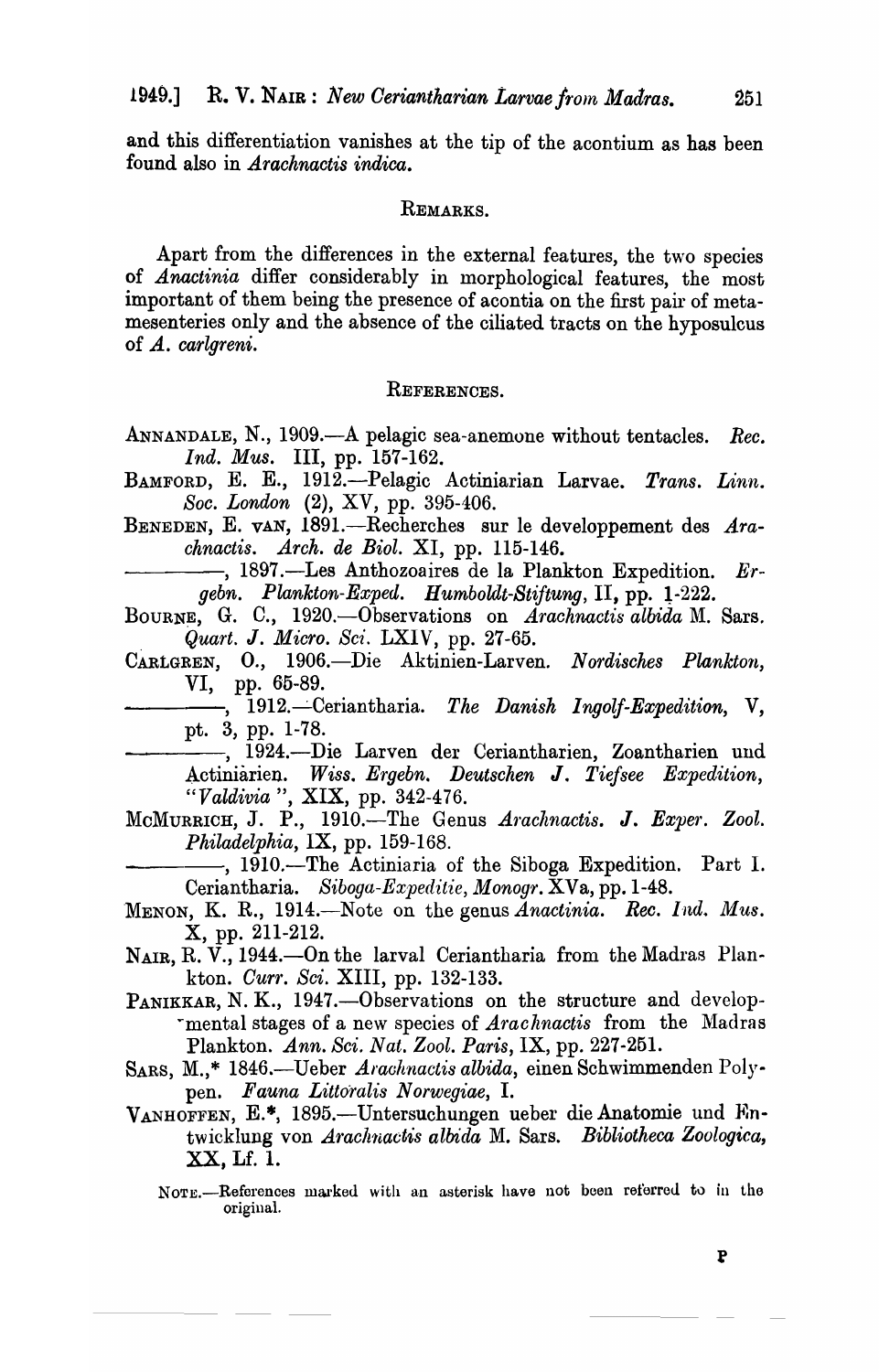and this differentiation vanishes at the tip of the acontium as has been found also in *Arachnactis indica*.

## REMARKS.

Apart from the differences in the external features, the two species of *Anactinia* differ considerably in morphological features, the most important of them being the presence of acontia on the first pair of metamesenteries only and the absence of the ciliated tracts on the hyposulcus of *A. carlgreni*.

## REFERENCES.

ANNANDALE, N., 1909.—A pelagic sea-anemone without tentacles. *Rec. Ind. Mus.* III, pp. 157-162.

BAMFORD, E. E., 1912.—Pelagic Actiniarian Larvae. *Trans. Linn. Soc. London* (2), XV, pp. 395-406.

BENEDEN, E. VAN, 1891.—Recherches sur le developpement des *Arachnactis*. *Arch. de Biol.* XI, pp. 115-146.

————, 1897.—Les Anthozoaires de la Plankton Expedition. *Ergebn. Plankton-Exped. Humboldt-Stiftung*, II, pp. 1-222.

BOURNE, G. C., 1920.—Observations on *Arachnactis albida* M. Sars. *Quart. J. Micro. Sci.* LXIV, pp. 27-65.

CARLGREN, O., 1906.—Die Aktinien-Larven. *Nordisches Plankton*, VI, pp. 65-89.

————, 1912.—Ceriantharia. *The Danish Ingolf-Expedition*, V, pt. 3, pp. 1-78.

————, 1924.—Die Larven der Ceriantharien, Zoantharien und Actiniarien. *Wiss. Ergebn. Deutschen J. Tiefsee Expedition, "Valdivia"*, XIX, pp. 342-476.

MCMURRICH, J. P., 1910.—The Genus *Arachnactis*. *J. Exper. Zool. Philadelphia*, IX, pp. 159-168.

————, 1910.—The Actiniaria of the Siboga Expedition. Part I. Ceriantharia. *Siboga-Expeditie, Monogr.* XVa, pp. 1-48.

MENON, K. R., 1914.—Note on the genus *Anactinia*. *Rec. Ind. Mus.* X, pp. 211-212.

NAIR, R. V., 1944.—On the larval Ceriantharia from the Madras Plankton. *Curr. Sci.* XIII, pp. 132-133.

PANIKKAR, N. K., 1947.—Observations on the structure and developmental stages of a new species of *Arachnactis* from the Madras Plankton. *Ann. Sci. Nat. Zool. Paris*, IX, pp. 227-251.

SARS, M.,* 1846.—Ueber *Arachnactis albida*, einen Schwimmenden Polypen. *Fauna Littoralis Norwegiae*, I.

VANHOFFEN, E.*, 1895.—Untersuchungen ueber die Anatomie und Entwicklung von *Arachnactis albida* M. Sars. *Bibliotheca Zoologica*, XX, Lf. 1.

NOTE.—References marked with an asterisk have not been referred to in the original.